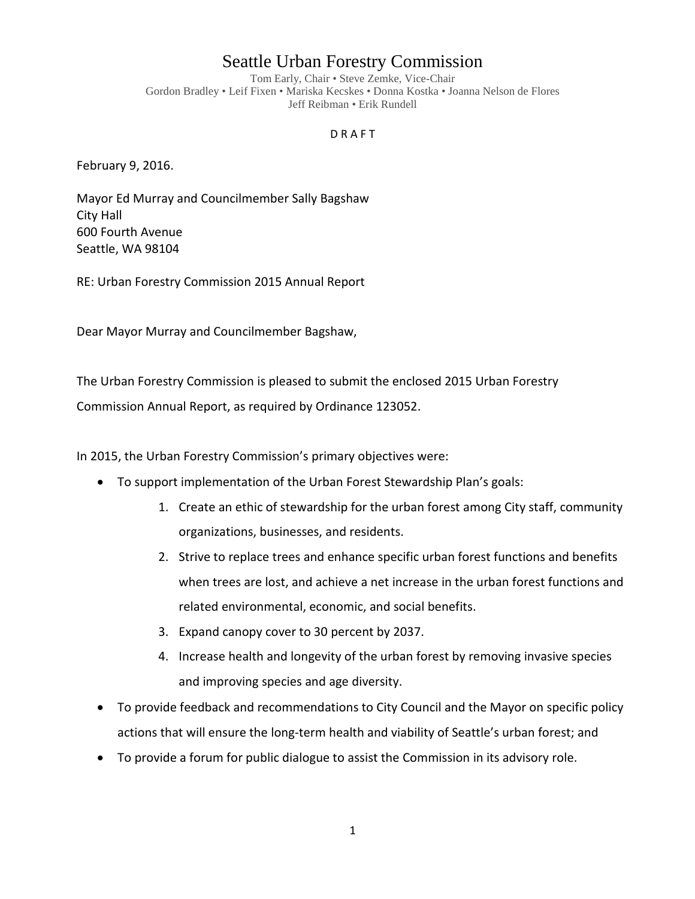# Seattle Urban Forestry Commission

Tom Early, Chair • Steve Zemke, Vice-Chair
Gordon Bradley • Leif Fixen • Mariska Kecskes • Donna Kostka • Joanna Nelson de Flores
Jeff Reibman • Erik Rundell

D R A F T

February 9, 2016.

Mayor Ed Murray and Councilmember Sally Bagshaw
City Hall
600 Fourth Avenue
Seattle, WA 98104

RE: Urban Forestry Commission 2015 Annual Report

Dear Mayor Murray and Councilmember Bagshaw,

The Urban Forestry Commission is pleased to submit the enclosed 2015 Urban Forestry Commission Annual Report, as required by Ordinance 123052.

In 2015, the Urban Forestry Commission's primary objectives were:

- To support implementation of the Urban Forest Stewardship Plan's goals:
    1. Create an ethic of stewardship for the urban forest among City staff, community organizations, businesses, and residents.
    2. Strive to replace trees and enhance specific urban forest functions and benefits when trees are lost, and achieve a net increase in the urban forest functions and related environmental, economic, and social benefits.
    3. Expand canopy cover to 30 percent by 2037.
    4. Increase health and longevity of the urban forest by removing invasive species and improving species and age diversity.
- To provide feedback and recommendations to City Council and the Mayor on specific policy actions that will ensure the long-term health and viability of Seattle's urban forest; and
- To provide a forum for public dialogue to assist the Commission in its advisory role.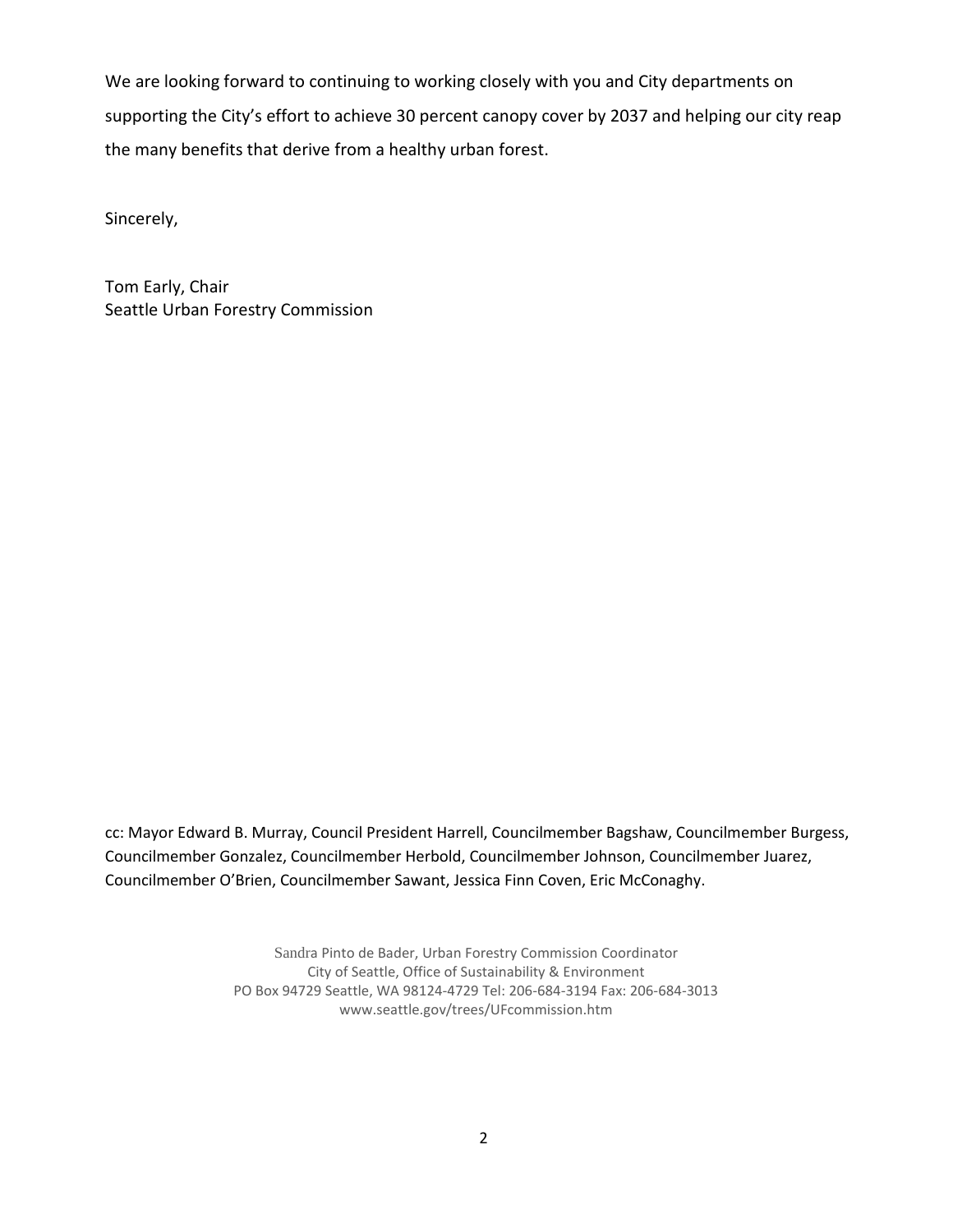We are looking forward to continuing to working closely with you and City departments on supporting the City's effort to achieve 30 percent canopy cover by 2037 and helping our city reap the many benefits that derive from a healthy urban forest.

Sincerely,

Tom Early, Chair
Seattle Urban Forestry Commission

cc: Mayor Edward B. Murray, Council President Harrell, Councilmember Bagshaw, Councilmember Burgess, Councilmember Gonzalez, Councilmember Herbold, Councilmember Johnson, Councilmember Juarez, Councilmember O'Brien, Councilmember Sawant, Jessica Finn Coven, Eric McConaghy.

Sandra Pinto de Bader, Urban Forestry Commission Coordinator
City of Seattle, Office of Sustainability & Environment
PO Box 94729 Seattle, WA 98124-4729 Tel: 206-684-3194 Fax: 206-684-3013
www.seattle.gov/trees/UFcommission.htm